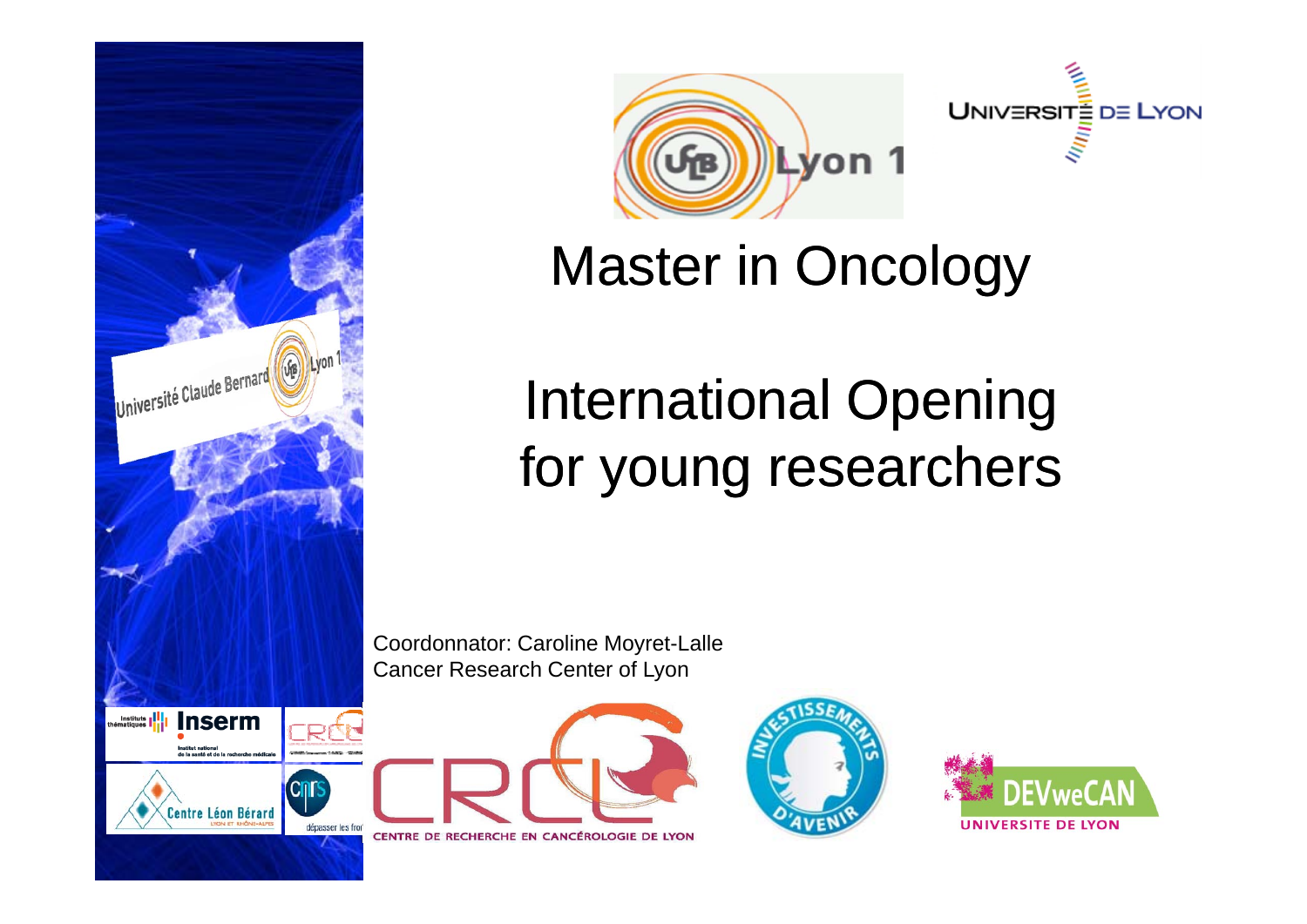# Master in Oncology

## International Opening for young researchers

Coordonnator: Caroline Moyret-Lalle
Cancer Research Center of Lyon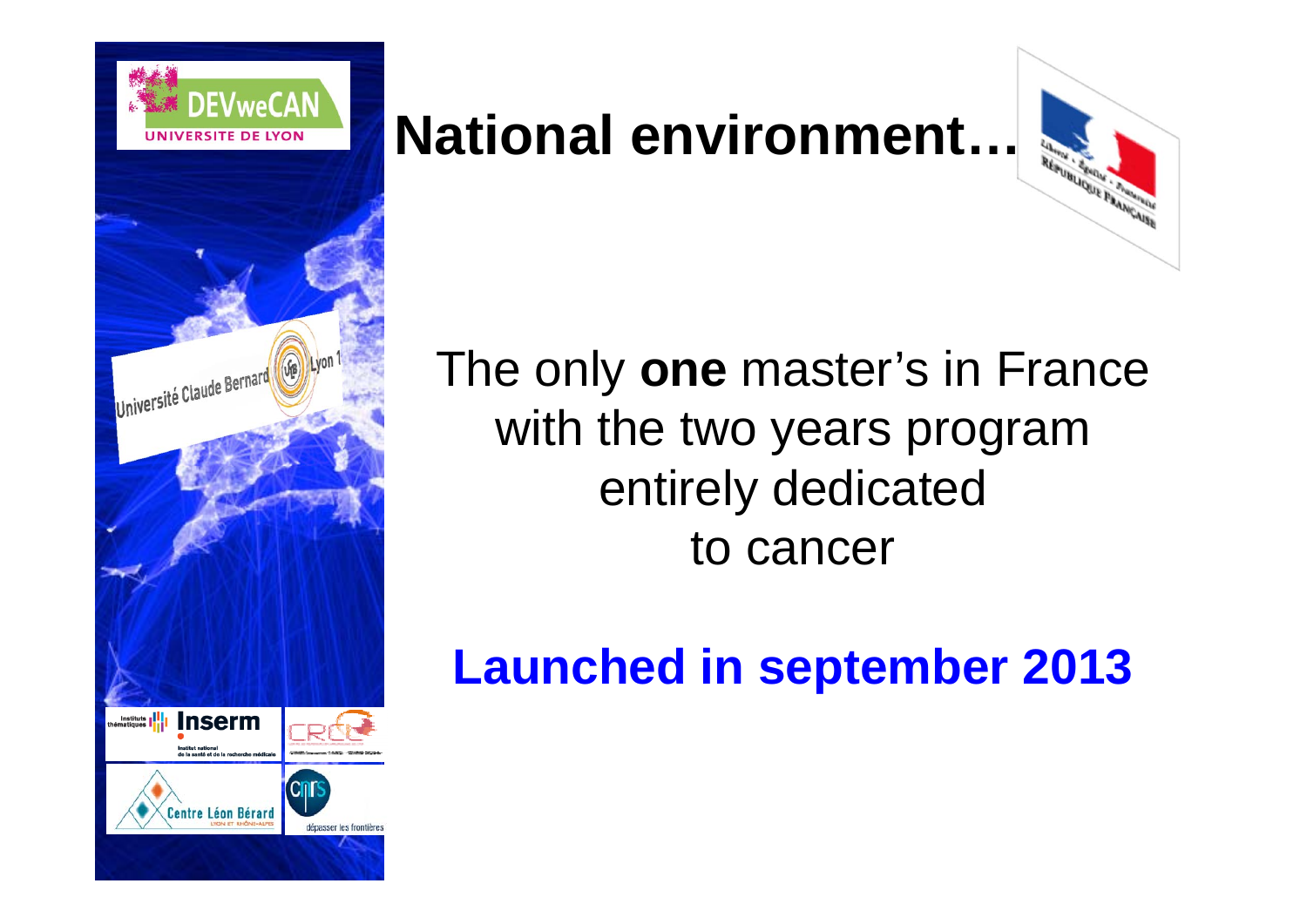# National environment…

The only **one** master's in France with the two years program entirely dedicated to cancer

**Launched in september 2013**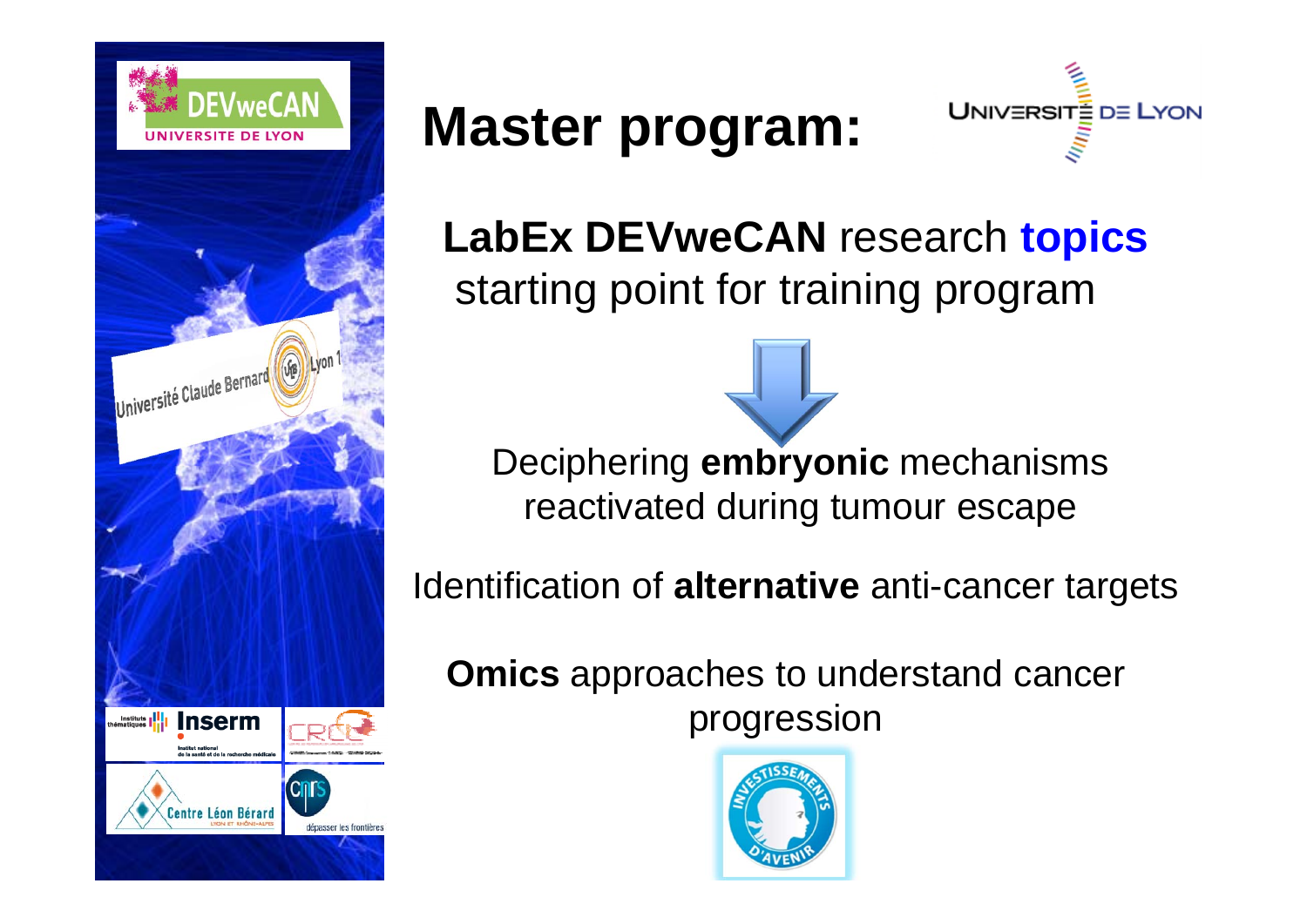# Master program:

**LabEx DEVweCAN** research **topics** starting point for training program

Deciphering **embryonic** mechanisms reactivated during tumour escape

Identification of **alternative** anti-cancer targets

**Omics** approaches to understand cancer progression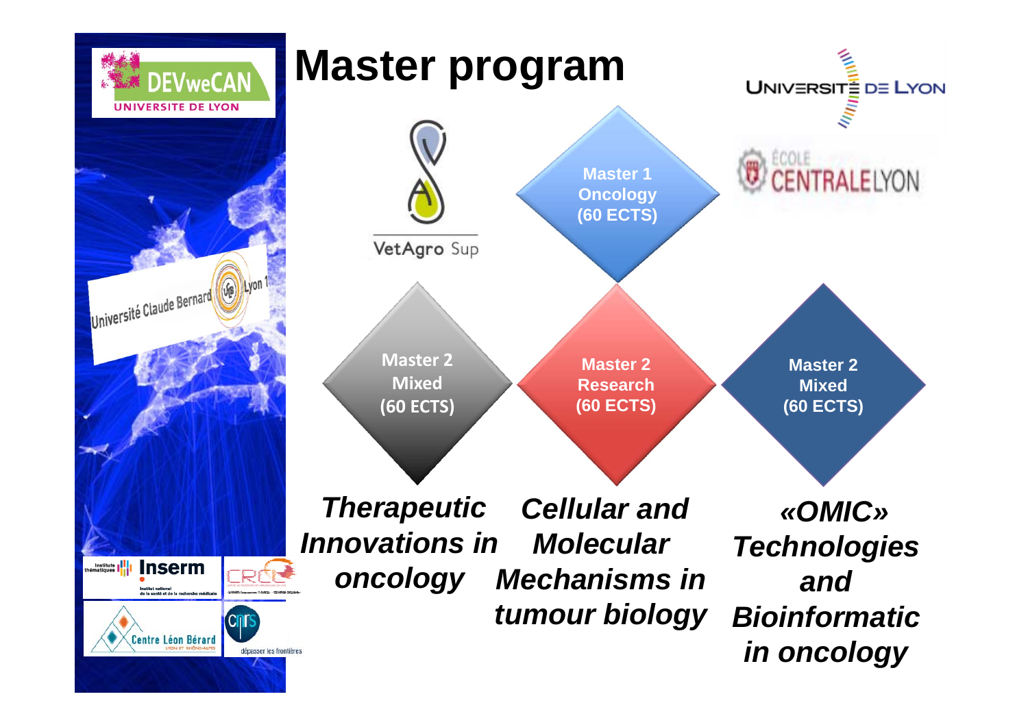# Master program

DEVweCAN
UNIVERSITE DE LYON

UNIVERSITÉ DE LYON

VetAgro Sup

ÉCOLE CENTRALE LYON

Université Claude Bernard Lyon 1

**Master 1 Oncology (60 ECTS)**

**Master 2 Mixed (60 ECTS)**

***Therapeutic Innovations in oncology***

**Master 2 Research (60 ECTS)**

***Cellular and Molecular Mechanisms in tumour biology***

**Master 2 Mixed (60 ECTS)**

***«OMIC» Technologies and Bioinformatic in oncology***

Inserm

CRCL

Centre Léon Bérard

CNRS
dépasser les frontières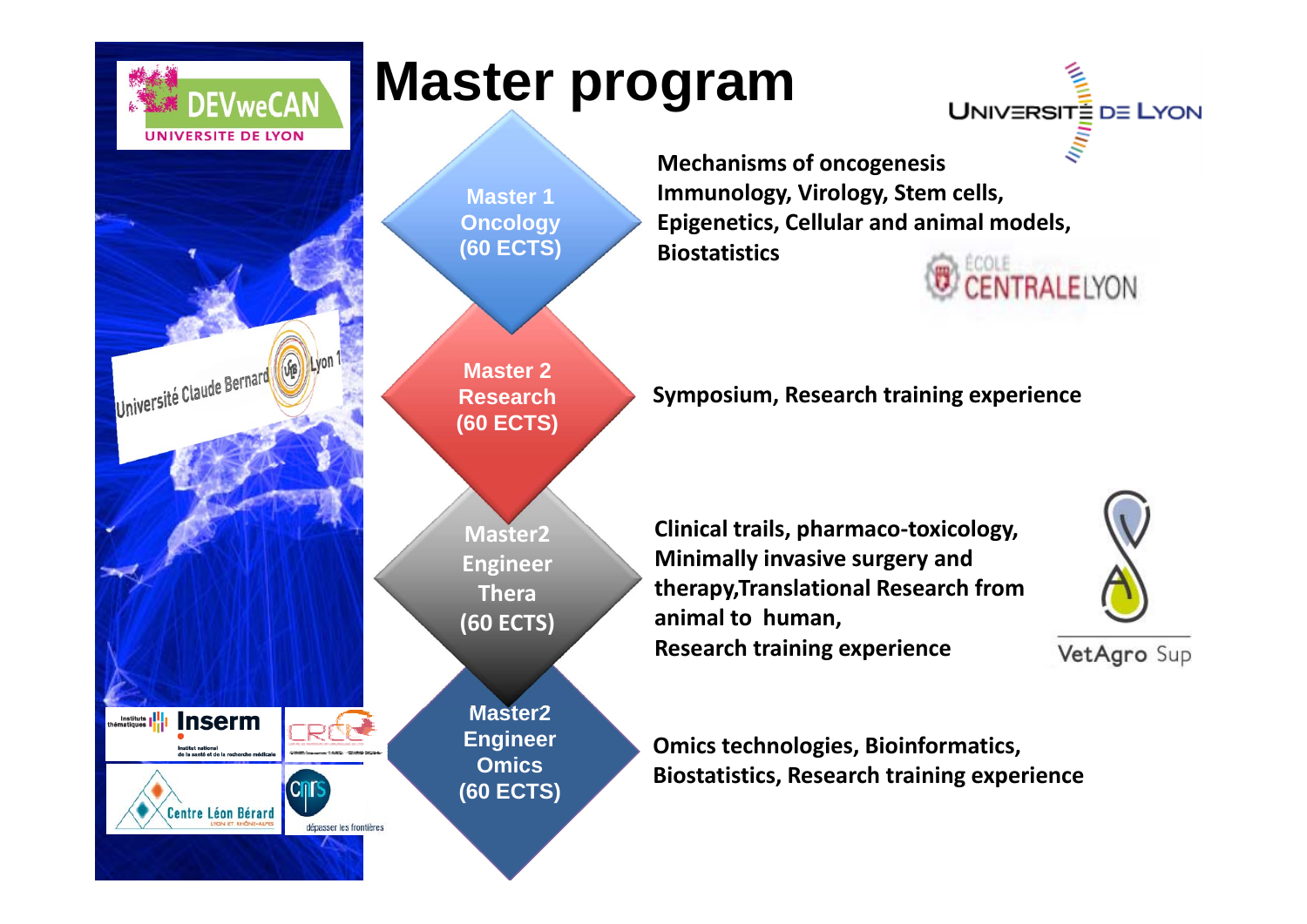# Master program

**Master 1 Oncology (60 ECTS)**

**Mechanisms of oncogenesis**
**Immunology, Virology, Stem cells,**
**Epigenetics, Cellular and animal models,**
**Biostatistics**

**Master 2 Research (60 ECTS)**

**Symposium, Research training experience**

**Master2 Engineer Thera (60 ECTS)**

**Clinical trails, pharmaco-toxicology,**
**Minimally invasive surgery and therapy,Translational Research from animal to human,**
**Research training experience**

**Master2 Engineer Omics (60 ECTS)**

**Omics technologies, Bioinformatics,**
**Biostatistics, Research training experience**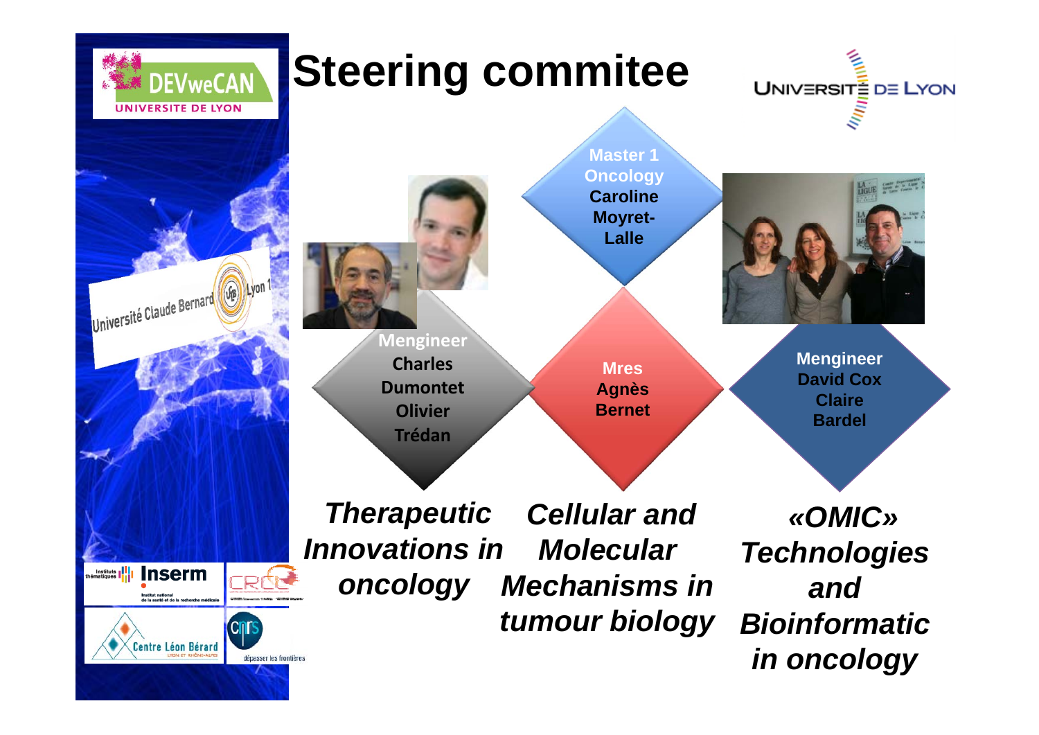# Steering commitee

**Master 1 Oncology**
**Caroline Moyret-Lalle**

**Mengineer**
**Charles Dumontet**
**Olivier Trédan**

**Mres**
**Agnès Bernet**

**Mengineer**
**David Cox**
**Claire Bardel**

***Therapeutic Innovations in oncology***

***Cellular and Molecular Mechanisms in tumour biology***

***«OMIC» Technologies and Bioinformatic in oncology***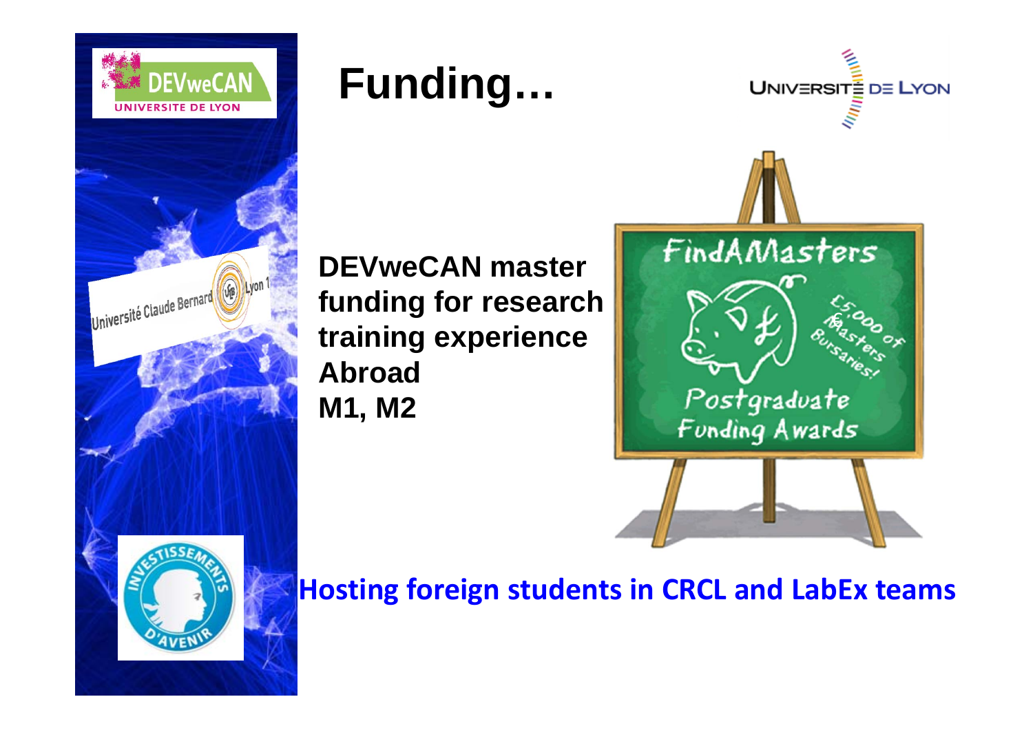# Funding…

**DEVweCAN master funding for research training experience Abroad**
**M1, M2**

**Hosting foreign students in CRCL and LabEx teams**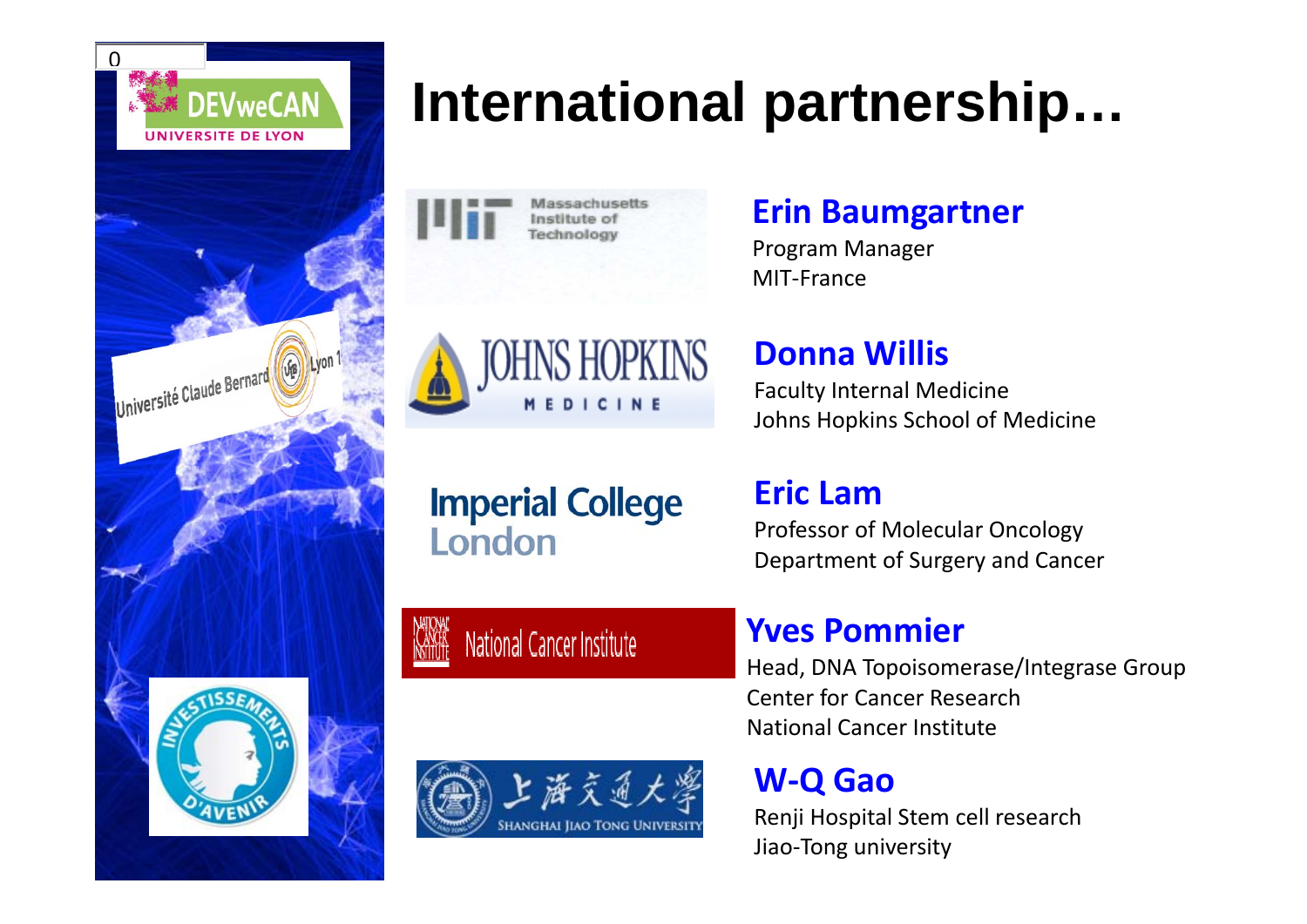# International partnership…

**Erin Baumgartner**
Program Manager
MIT-France

**Donna Willis**
Faculty Internal Medicine
Johns Hopkins School of Medicine

**Eric Lam**
Professor of Molecular Oncology
Department of Surgery and Cancer

**Yves Pommier**
Head, DNA Topoisomerase/Integrase Group
Center for Cancer Research
National Cancer Institute

**W-Q Gao**
Renji Hospital Stem cell research
Jiao-Tong university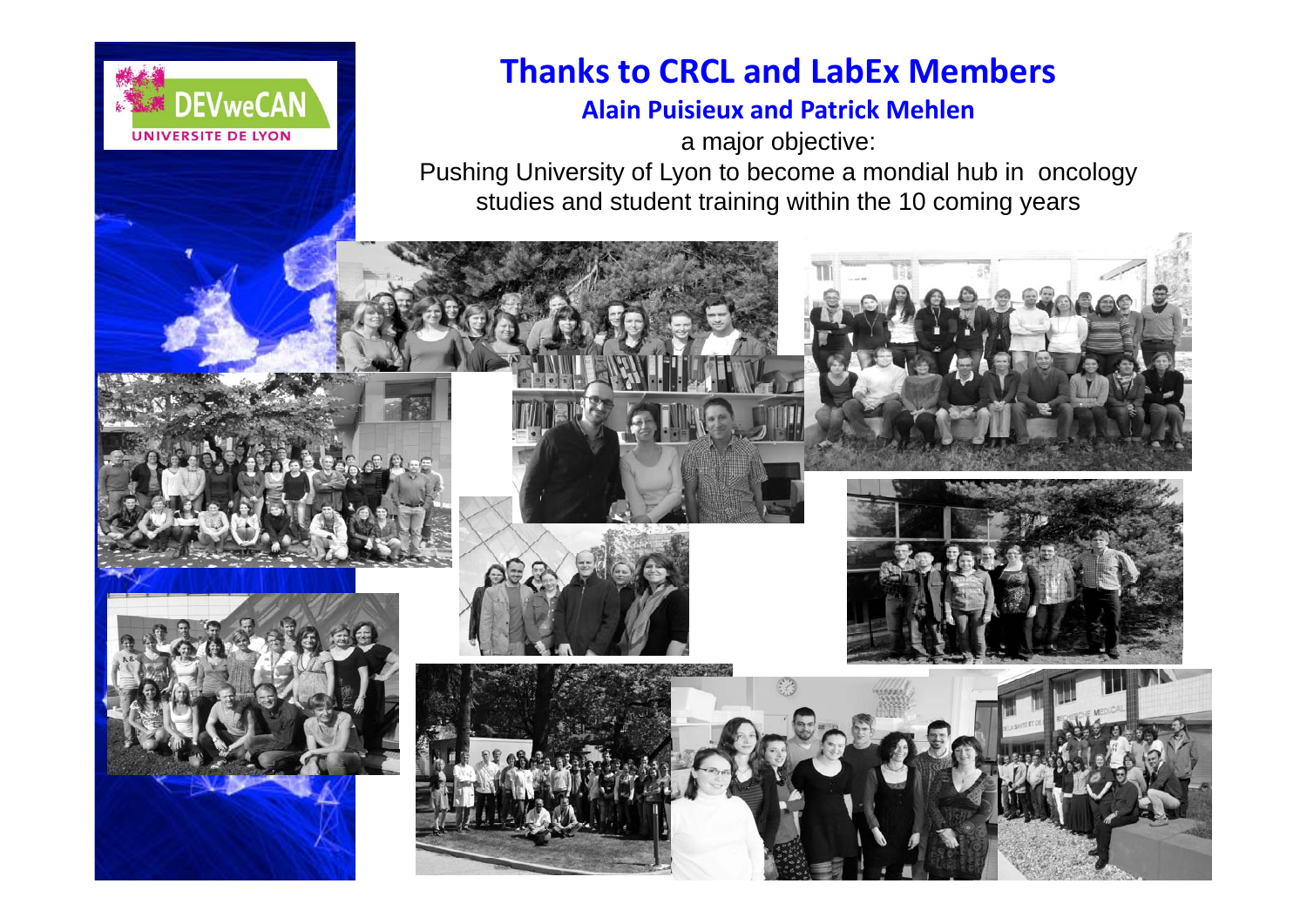# Thanks to CRCL and LabEx Members

### Alain Puisieux and Patrick Mehlen

a major objective:
Pushing University of Lyon to become a mondial hub in oncology studies and student training within the 10 coming years